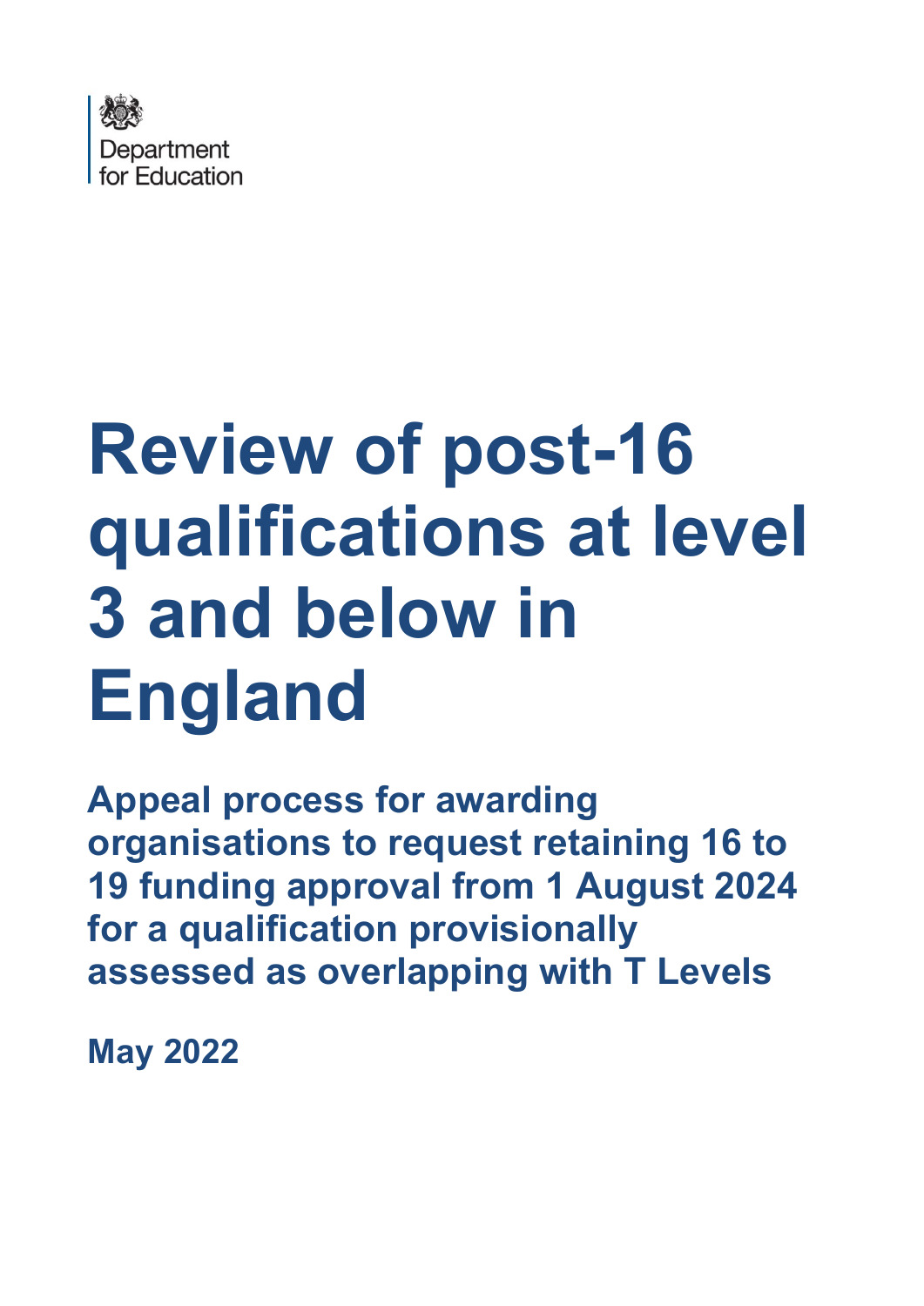Department for Education

# Review of post-16 qualifications at level 3 and below in England

## Appeal process for awarding organisations to request retaining 16 to 19 funding approval from 1 August 2024 for a qualification provisionally assessed as overlapping with T Levels

**May 2022**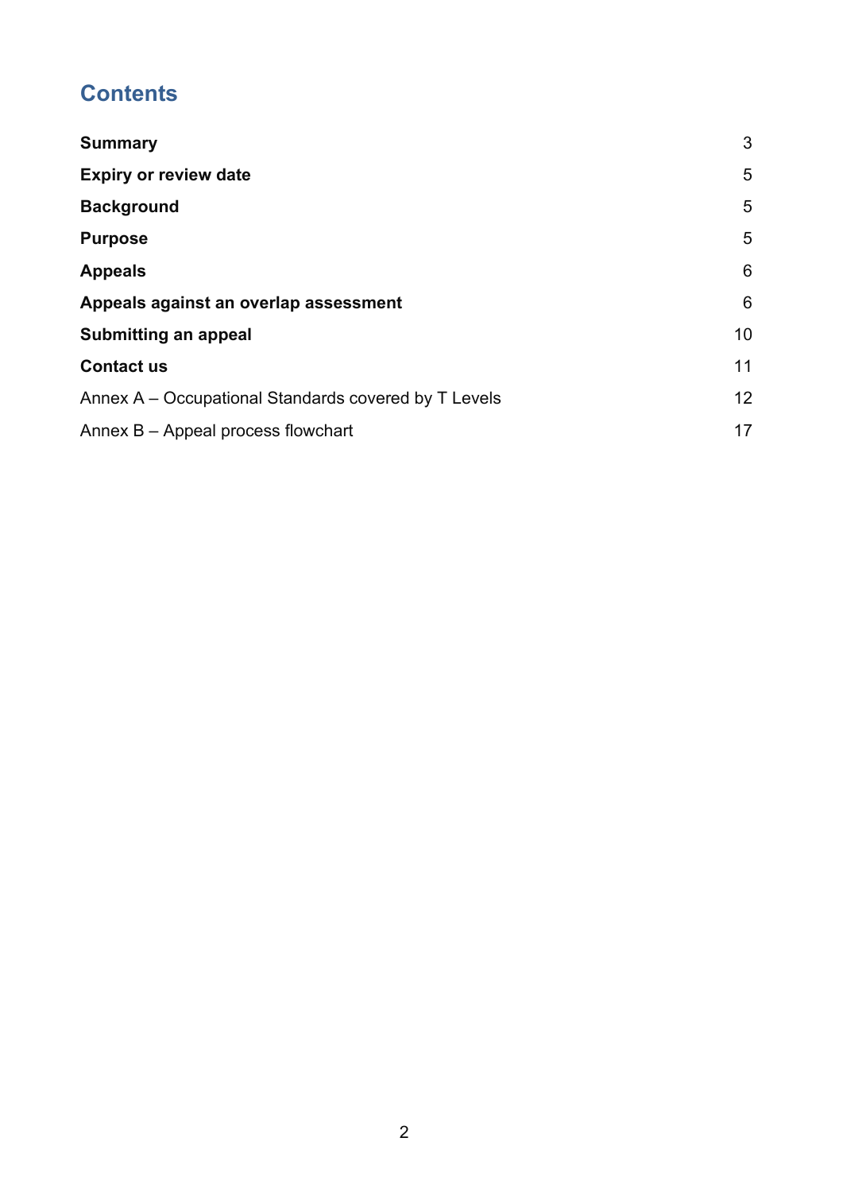# Contents

| | |
|---|---|
| **Summary** | 3 |
| **Expiry or review date** | 5 |
| **Background** | 5 |
| **Purpose** | 5 |
| **Appeals** | 6 |
| **Appeals against an overlap assessment** | 6 |
| **Submitting an appeal** | 10 |
| **Contact us** | 11 |
| Annex A – Occupational Standards covered by T Levels | 12 |
| Annex B – Appeal process flowchart | 17 |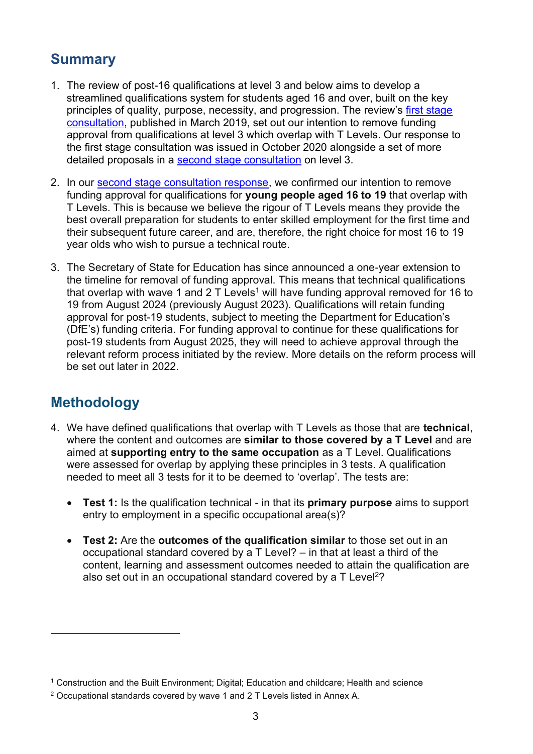## Summary

1. The review of post-16 qualifications at level 3 and below aims to develop a streamlined qualifications system for students aged 16 and over, built on the key principles of quality, purpose, necessity, and progression. The review's first stage consultation, published in March 2019, set out our intention to remove funding approval from qualifications at level 3 which overlap with T Levels. Our response to the first stage consultation was issued in October 2020 alongside a set of more detailed proposals in a second stage consultation on level 3.

2. In our second stage consultation response, we confirmed our intention to remove funding approval for qualifications for **young people aged 16 to 19** that overlap with T Levels. This is because we believe the rigour of T Levels means they provide the best overall preparation for students to enter skilled employment for the first time and their subsequent future career, and are, therefore, the right choice for most 16 to 19 year olds who wish to pursue a technical route.

3. The Secretary of State for Education has since announced a one-year extension to the timeline for removal of funding approval. This means that technical qualifications that overlap with wave 1 and 2 T Levels[1] will have funding approval removed for 16 to 19 from August 2024 (previously August 2023). Qualifications will retain funding approval for post-19 students, subject to meeting the Department for Education's (DfE's) funding criteria. For funding approval to continue for these qualifications for post-19 students from August 2025, they will need to achieve approval through the relevant reform process initiated by the review. More details on the reform process will be set out later in 2022.

## Methodology

4. We have defined qualifications that overlap with T Levels as those that are **technical**, where the content and outcomes are **similar to those covered by a T Level** and are aimed at **supporting entry to the same occupation** as a T Level. Qualifications were assessed for overlap by applying these principles in 3 tests. A qualification needed to meet all 3 tests for it to be deemed to 'overlap'. The tests are:

   - **Test 1:** Is the qualification technical - in that its **primary purpose** aims to support entry to employment in a specific occupational area(s)?

   - **Test 2:** Are the **outcomes of the qualification similar** to those set out in an occupational standard covered by a T Level? – in that at least a third of the content, learning and assessment outcomes needed to attain the qualification are also set out in an occupational standard covered by a T Level[2]?

---

[1] Construction and the Built Environment; Digital; Education and childcare; Health and science

[2] Occupational standards covered by wave 1 and 2 T Levels listed in Annex A.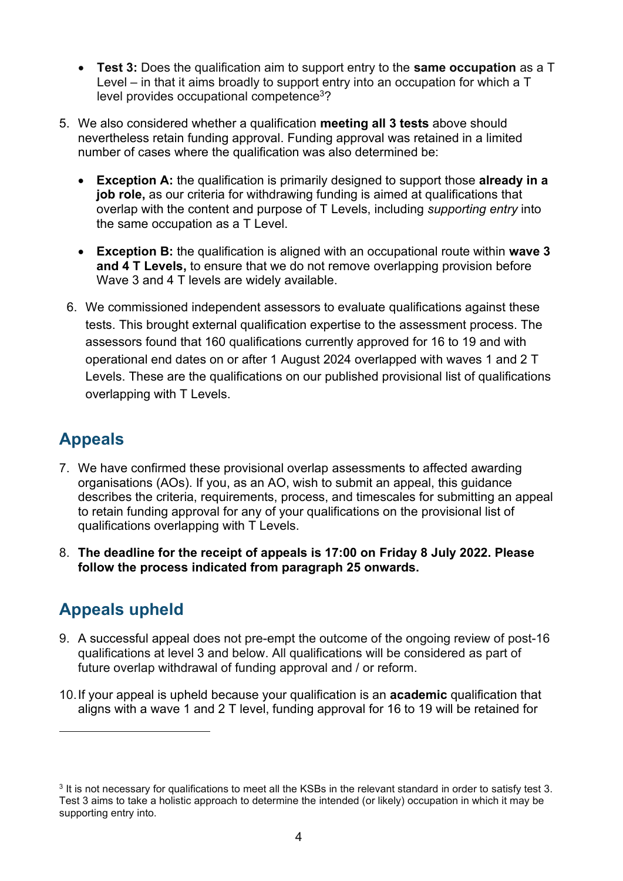- **Test 3:** Does the qualification aim to support entry to the **same occupation** as a T Level – in that it aims broadly to support entry into an occupation for which a T level provides occupational competence[3]?

5. We also considered whether a qualification **meeting all 3 tests** above should nevertheless retain funding approval. Funding approval was retained in a limited number of cases where the qualification was also determined be:

   - **Exception A:** the qualification is primarily designed to support those **already in a job role,** as our criteria for withdrawing funding is aimed at qualifications that overlap with the content and purpose of T Levels, including *supporting entry* into the same occupation as a T Level.

   - **Exception B:** the qualification is aligned with an occupational route within **wave 3 and 4 T Levels,** to ensure that we do not remove overlapping provision before Wave 3 and 4 T levels are widely available.

6. We commissioned independent assessors to evaluate qualifications against these tests. This brought external qualification expertise to the assessment process. The assessors found that 160 qualifications currently approved for 16 to 19 and with operational end dates on or after 1 August 2024 overlapped with waves 1 and 2 T Levels. These are the qualifications on our published provisional list of qualifications overlapping with T Levels.

## Appeals

7. We have confirmed these provisional overlap assessments to affected awarding organisations (AOs). If you, as an AO, wish to submit an appeal, this guidance describes the criteria, requirements, process, and timescales for submitting an appeal to retain funding approval for any of your qualifications on the provisional list of qualifications overlapping with T Levels.

8. **The deadline for the receipt of appeals is 17:00 on Friday 8 July 2022. Please follow the process indicated from paragraph 25 onwards.**

## Appeals upheld

9. A successful appeal does not pre-empt the outcome of the ongoing review of post-16 qualifications at level 3 and below. All qualifications will be considered as part of future overlap withdrawal of funding approval and / or reform.

10. If your appeal is upheld because your qualification is an **academic** qualification that aligns with a wave 1 and 2 T level, funding approval for 16 to 19 will be retained for

---

[3] It is not necessary for qualifications to meet all the KSBs in the relevant standard in order to satisfy test 3. Test 3 aims to take a holistic approach to determine the intended (or likely) occupation in which it may be supporting entry into.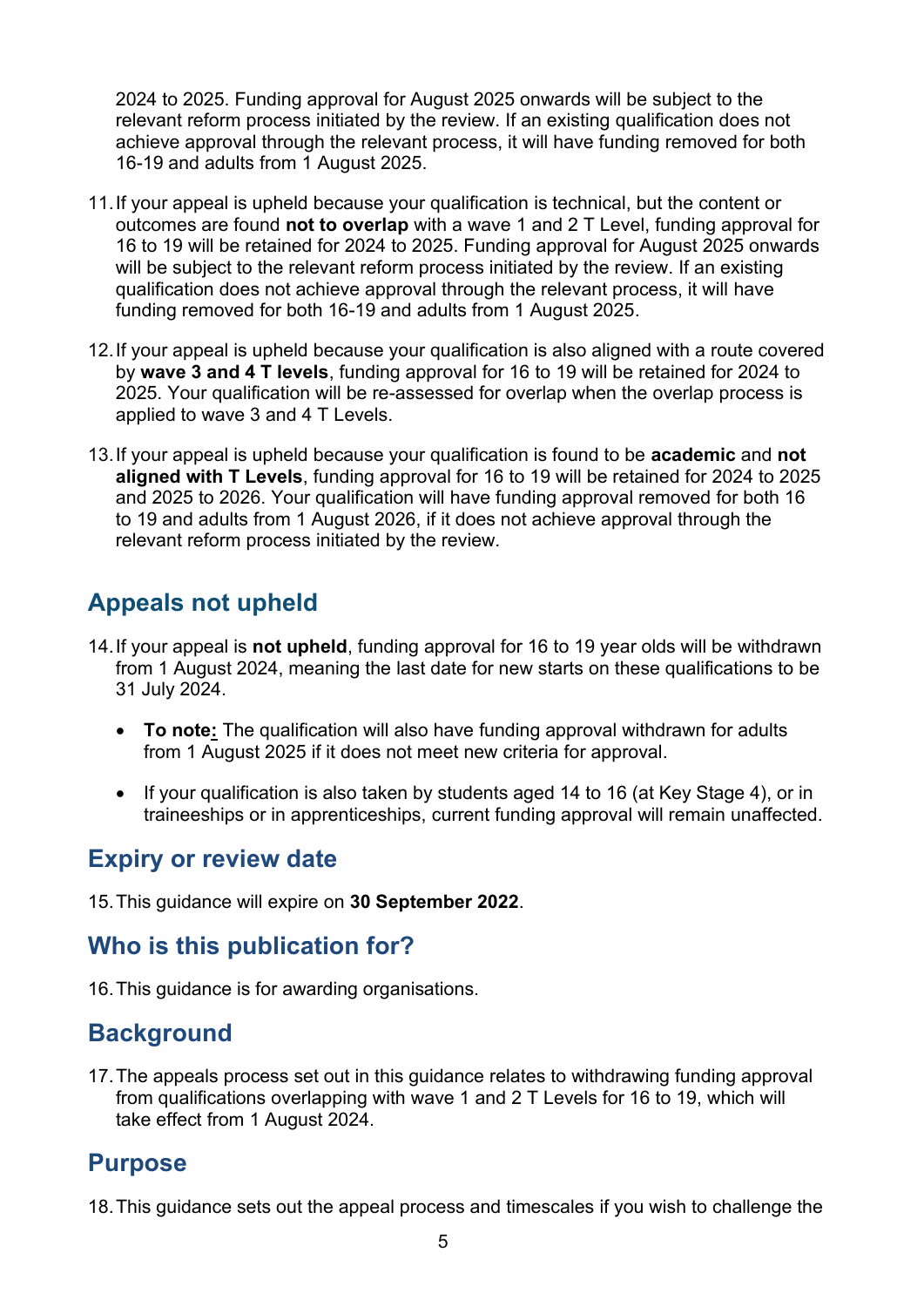2024 to 2025. Funding approval for August 2025 onwards will be subject to the relevant reform process initiated by the review. If an existing qualification does not achieve approval through the relevant process, it will have funding removed for both 16-19 and adults from 1 August 2025.

11. If your appeal is upheld because your qualification is technical, but the content or outcomes are found **not to overlap** with a wave 1 and 2 T Level, funding approval for 16 to 19 will be retained for 2024 to 2025. Funding approval for August 2025 onwards will be subject to the relevant reform process initiated by the review. If an existing qualification does not achieve approval through the relevant process, it will have funding removed for both 16-19 and adults from 1 August 2025.

12. If your appeal is upheld because your qualification is also aligned with a route covered by **wave 3 and 4 T levels**, funding approval for 16 to 19 will be retained for 2024 to 2025. Your qualification will be re-assessed for overlap when the overlap process is applied to wave 3 and 4 T Levels.

13. If your appeal is upheld because your qualification is found to be **academic** and **not aligned with T Levels**, funding approval for 16 to 19 will be retained for 2024 to 2025 and 2025 to 2026. Your qualification will have funding approval removed for both 16 to 19 and adults from 1 August 2026, if it does not achieve approval through the relevant reform process initiated by the review.

## Appeals not upheld

14. If your appeal is **not upheld**, funding approval for 16 to 19 year olds will be withdrawn from 1 August 2024, meaning the last date for new starts on these qualifications to be 31 July 2024.

    - **To note:** The qualification will also have funding approval withdrawn for adults from 1 August 2025 if it does not meet new criteria for approval.
    - If your qualification is also taken by students aged 14 to 16 (at Key Stage 4), or in traineeships or in apprenticeships, current funding approval will remain unaffected.

## Expiry or review date

15. This guidance will expire on **30 September 2022**.

## Who is this publication for?

16. This guidance is for awarding organisations.

## Background

17. The appeals process set out in this guidance relates to withdrawing funding approval from qualifications overlapping with wave 1 and 2 T Levels for 16 to 19, which will take effect from 1 August 2024.

## Purpose

18. This guidance sets out the appeal process and timescales if you wish to challenge the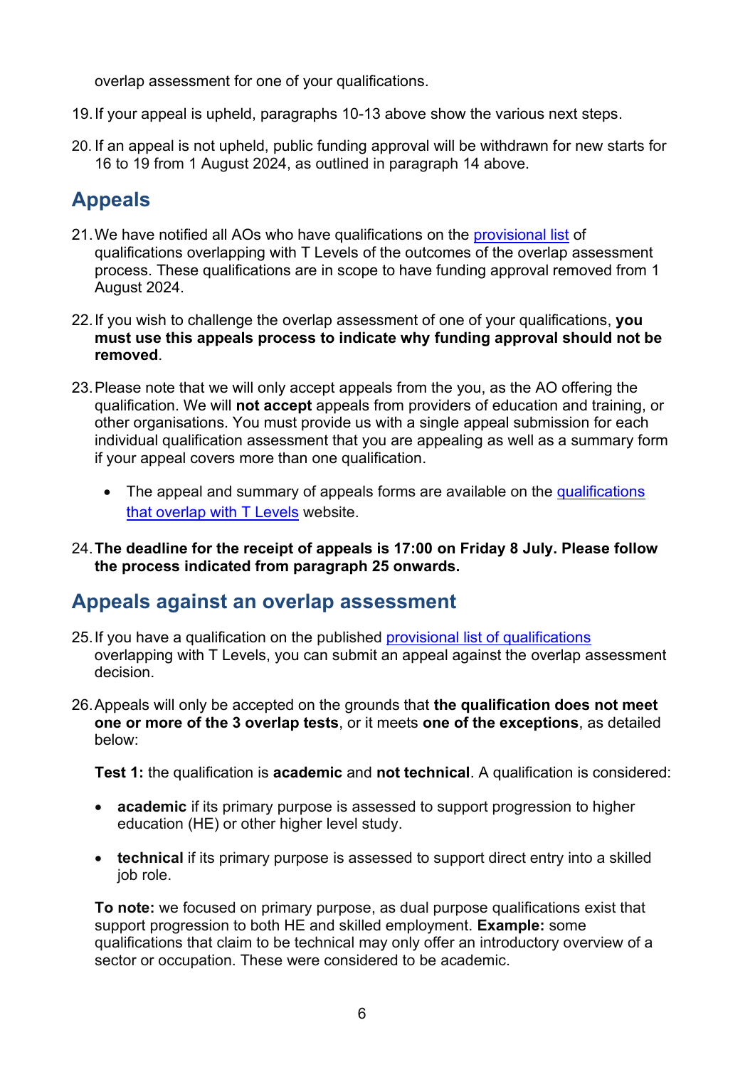overlap assessment for one of your qualifications.

19. If your appeal is upheld, paragraphs 10-13 above show the various next steps.

20. If an appeal is not upheld, public funding approval will be withdrawn for new starts for 16 to 19 from 1 August 2024, as outlined in paragraph 14 above.

## Appeals

21. We have notified all AOs who have qualifications on the [provisional list](#) of qualifications overlapping with T Levels of the outcomes of the overlap assessment process. These qualifications are in scope to have funding approval removed from 1 August 2024.

22. If you wish to challenge the overlap assessment of one of your qualifications, **you must use this appeals process to indicate why funding approval should not be removed**.

23. Please note that we will only accept appeals from the you, as the AO offering the qualification. We will **not accept** appeals from providers of education and training, or other organisations. You must provide us with a single appeal submission for each individual qualification assessment that you are appealing as well as a summary form if your appeal covers more than one qualification.

    - The appeal and summary of appeals forms are available on the [qualifications that overlap with T Levels](#) website.

24. **The deadline for the receipt of appeals is 17:00 on Friday 8 July. Please follow the process indicated from paragraph 25 onwards.**

## Appeals against an overlap assessment

25. If you have a qualification on the published [provisional list of qualifications](#) overlapping with T Levels, you can submit an appeal against the overlap assessment decision.

26. Appeals will only be accepted on the grounds that **the qualification does not meet one or more of the 3 overlap tests**, or it meets **one of the exceptions**, as detailed below:

    **Test 1:** the qualification is **academic** and **not technical**. A qualification is considered:

    - **academic** if its primary purpose is assessed to support progression to higher education (HE) or other higher level study.
    - **technical** if its primary purpose is assessed to support direct entry into a skilled job role.

    **To note:** we focused on primary purpose, as dual purpose qualifications exist that support progression to both HE and skilled employment. **Example:** some qualifications that claim to be technical may only offer an introductory overview of a sector or occupation. These were considered to be academic.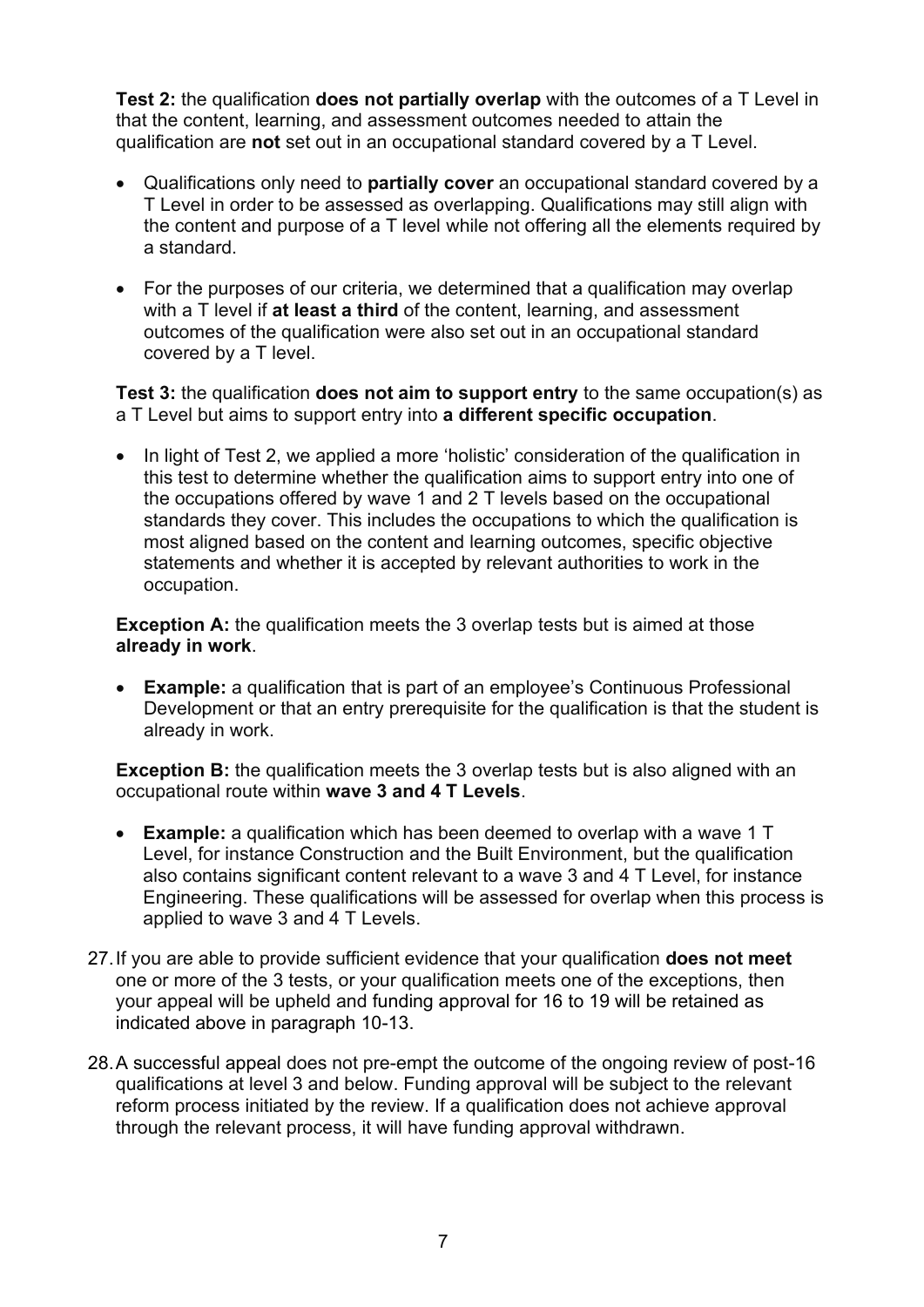**Test 2:** the qualification **does not partially overlap** with the outcomes of a T Level in that the content, learning, and assessment outcomes needed to attain the qualification are **not** set out in an occupational standard covered by a T Level.

- Qualifications only need to **partially cover** an occupational standard covered by a T Level in order to be assessed as overlapping. Qualifications may still align with the content and purpose of a T level while not offering all the elements required by a standard.
- For the purposes of our criteria, we determined that a qualification may overlap with a T level if **at least a third** of the content, learning, and assessment outcomes of the qualification were also set out in an occupational standard covered by a T level.

**Test 3:** the qualification **does not aim to support entry** to the same occupation(s) as a T Level but aims to support entry into **a different specific occupation**.

- In light of Test 2, we applied a more 'holistic' consideration of the qualification in this test to determine whether the qualification aims to support entry into one of the occupations offered by wave 1 and 2 T levels based on the occupational standards they cover. This includes the occupations to which the qualification is most aligned based on the content and learning outcomes, specific objective statements and whether it is accepted by relevant authorities to work in the occupation.

**Exception A:** the qualification meets the 3 overlap tests but is aimed at those **already in work**.

- **Example:** a qualification that is part of an employee's Continuous Professional Development or that an entry prerequisite for the qualification is that the student is already in work.

**Exception B:** the qualification meets the 3 overlap tests but is also aligned with an occupational route within **wave 3 and 4 T Levels**.

- **Example:** a qualification which has been deemed to overlap with a wave 1 T Level, for instance Construction and the Built Environment, but the qualification also contains significant content relevant to a wave 3 and 4 T Level, for instance Engineering. These qualifications will be assessed for overlap when this process is applied to wave 3 and 4 T Levels.

27. If you are able to provide sufficient evidence that your qualification **does not meet** one or more of the 3 tests, or your qualification meets one of the exceptions, then your appeal will be upheld and funding approval for 16 to 19 will be retained as indicated above in paragraph 10-13.

28. A successful appeal does not pre-empt the outcome of the ongoing review of post-16 qualifications at level 3 and below. Funding approval will be subject to the relevant reform process initiated by the review. If a qualification does not achieve approval through the relevant process, it will have funding approval withdrawn.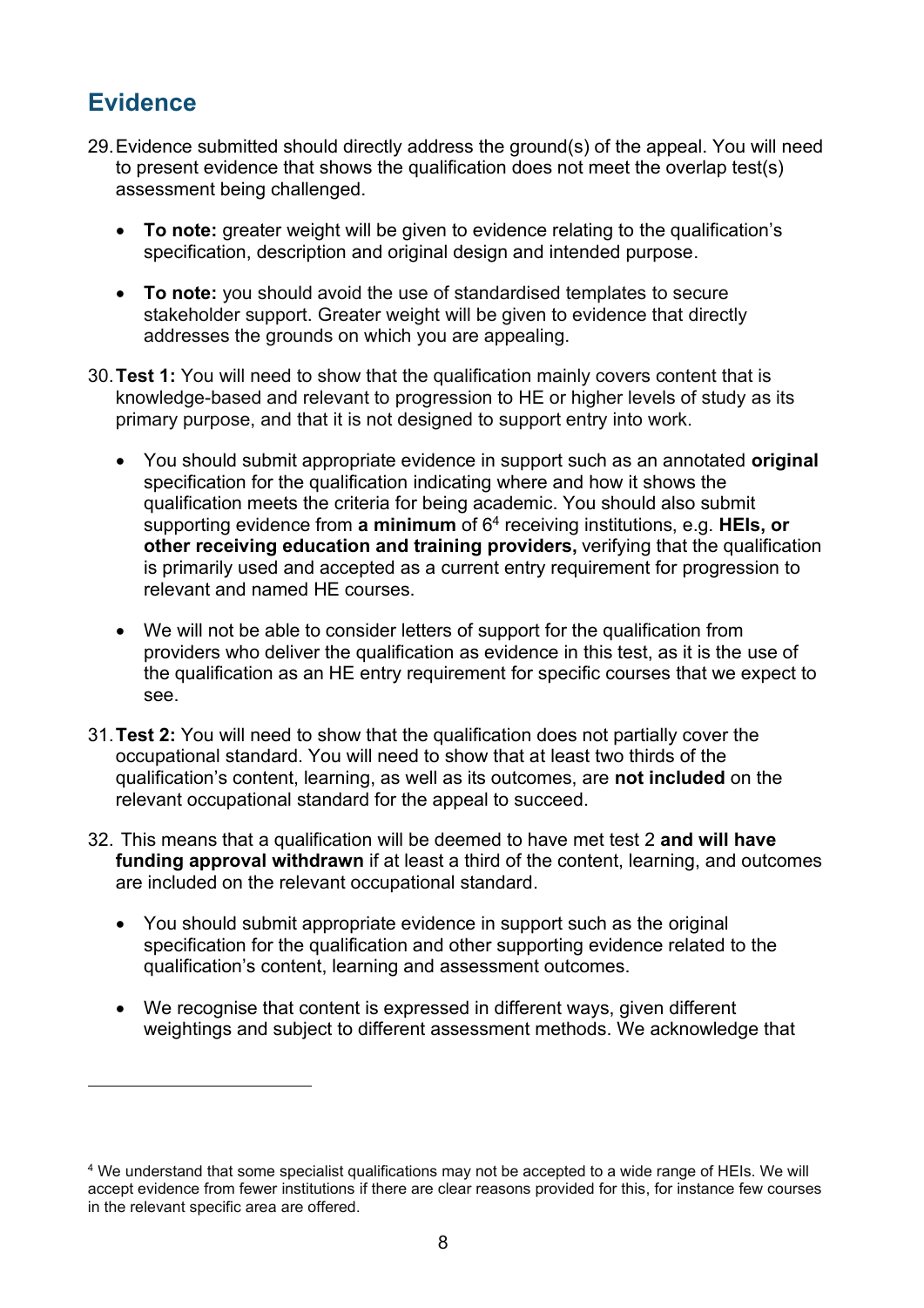## Evidence

29. Evidence submitted should directly address the ground(s) of the appeal. You will need to present evidence that shows the qualification does not meet the overlap test(s) assessment being challenged.

    - **To note:** greater weight will be given to evidence relating to the qualification's specification, description and original design and intended purpose.
    - **To note:** you should avoid the use of standardised templates to secure stakeholder support. Greater weight will be given to evidence that directly addresses the grounds on which you are appealing.

30. **Test 1:** You will need to show that the qualification mainly covers content that is knowledge-based and relevant to progression to HE or higher levels of study as its primary purpose, and that it is not designed to support entry into work.

    - You should submit appropriate evidence in support such as an annotated **original** specification for the qualification indicating where and how it shows the qualification meets the criteria for being academic. You should also submit supporting evidence from **a minimum** of 6[4] receiving institutions, e.g. **HEIs, or other receiving education and training providers,** verifying that the qualification is primarily used and accepted as a current entry requirement for progression to relevant and named HE courses.
    - We will not be able to consider letters of support for the qualification from providers who deliver the qualification as evidence in this test, as it is the use of the qualification as an HE entry requirement for specific courses that we expect to see.

31. **Test 2:** You will need to show that the qualification does not partially cover the occupational standard. You will need to show that at least two thirds of the qualification's content, learning, as well as its outcomes, are **not included** on the relevant occupational standard for the appeal to succeed.

32. This means that a qualification will be deemed to have met test 2 **and will have funding approval withdrawn** if at least a third of the content, learning, and outcomes are included on the relevant occupational standard.

    - You should submit appropriate evidence in support such as the original specification for the qualification and other supporting evidence related to the qualification's content, learning and assessment outcomes.
    - We recognise that content is expressed in different ways, given different weightings and subject to different assessment methods. We acknowledge that

---

[4] We understand that some specialist qualifications may not be accepted to a wide range of HEIs. We will accept evidence from fewer institutions if there are clear reasons provided for this, for instance few courses in the relevant specific area are offered.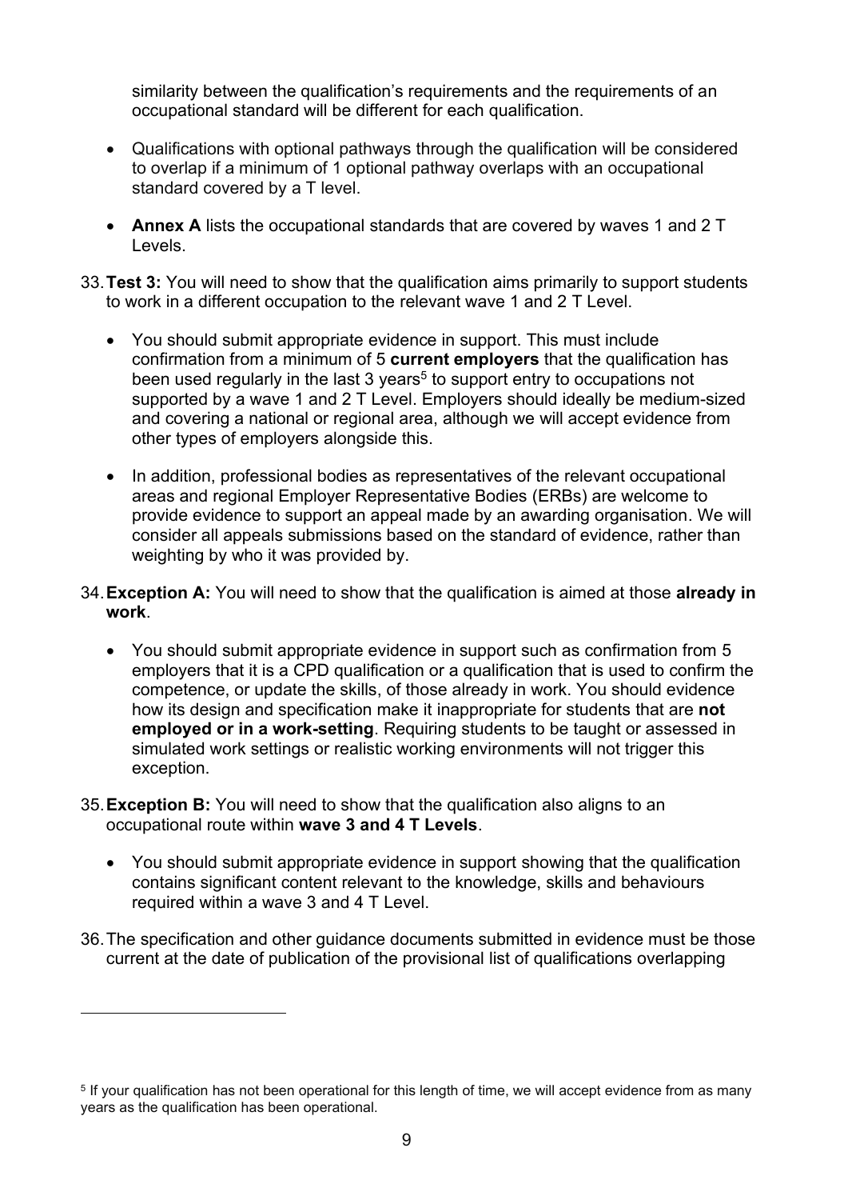similarity between the qualification's requirements and the requirements of an occupational standard will be different for each qualification.

- Qualifications with optional pathways through the qualification will be considered to overlap if a minimum of 1 optional pathway overlaps with an occupational standard covered by a T level.
- **Annex A** lists the occupational standards that are covered by waves 1 and 2 T Levels.

33. **Test 3:** You will need to show that the qualification aims primarily to support students to work in a different occupation to the relevant wave 1 and 2 T Level.

    - You should submit appropriate evidence in support. This must include confirmation from a minimum of 5 **current employers** that the qualification has been used regularly in the last 3 years[5] to support entry to occupations not supported by a wave 1 and 2 T Level. Employers should ideally be medium-sized and covering a national or regional area, although we will accept evidence from other types of employers alongside this.
    - In addition, professional bodies as representatives of the relevant occupational areas and regional Employer Representative Bodies (ERBs) are welcome to provide evidence to support an appeal made by an awarding organisation. We will consider all appeals submissions based on the standard of evidence, rather than weighting by who it was provided by.

34. **Exception A:** You will need to show that the qualification is aimed at those **already in work**.

    - You should submit appropriate evidence in support such as confirmation from 5 employers that it is a CPD qualification or a qualification that is used to confirm the competence, or update the skills, of those already in work. You should evidence how its design and specification make it inappropriate for students that are **not employed or in a work-setting**. Requiring students to be taught or assessed in simulated work settings or realistic working environments will not trigger this exception.

35. **Exception B:** You will need to show that the qualification also aligns to an occupational route within **wave 3 and 4 T Levels**.

    - You should submit appropriate evidence in support showing that the qualification contains significant content relevant to the knowledge, skills and behaviours required within a wave 3 and 4 T Level.

36. The specification and other guidance documents submitted in evidence must be those current at the date of publication of the provisional list of qualifications overlapping

---

[5] If your qualification has not been operational for this length of time, we will accept evidence from as many years as the qualification has been operational.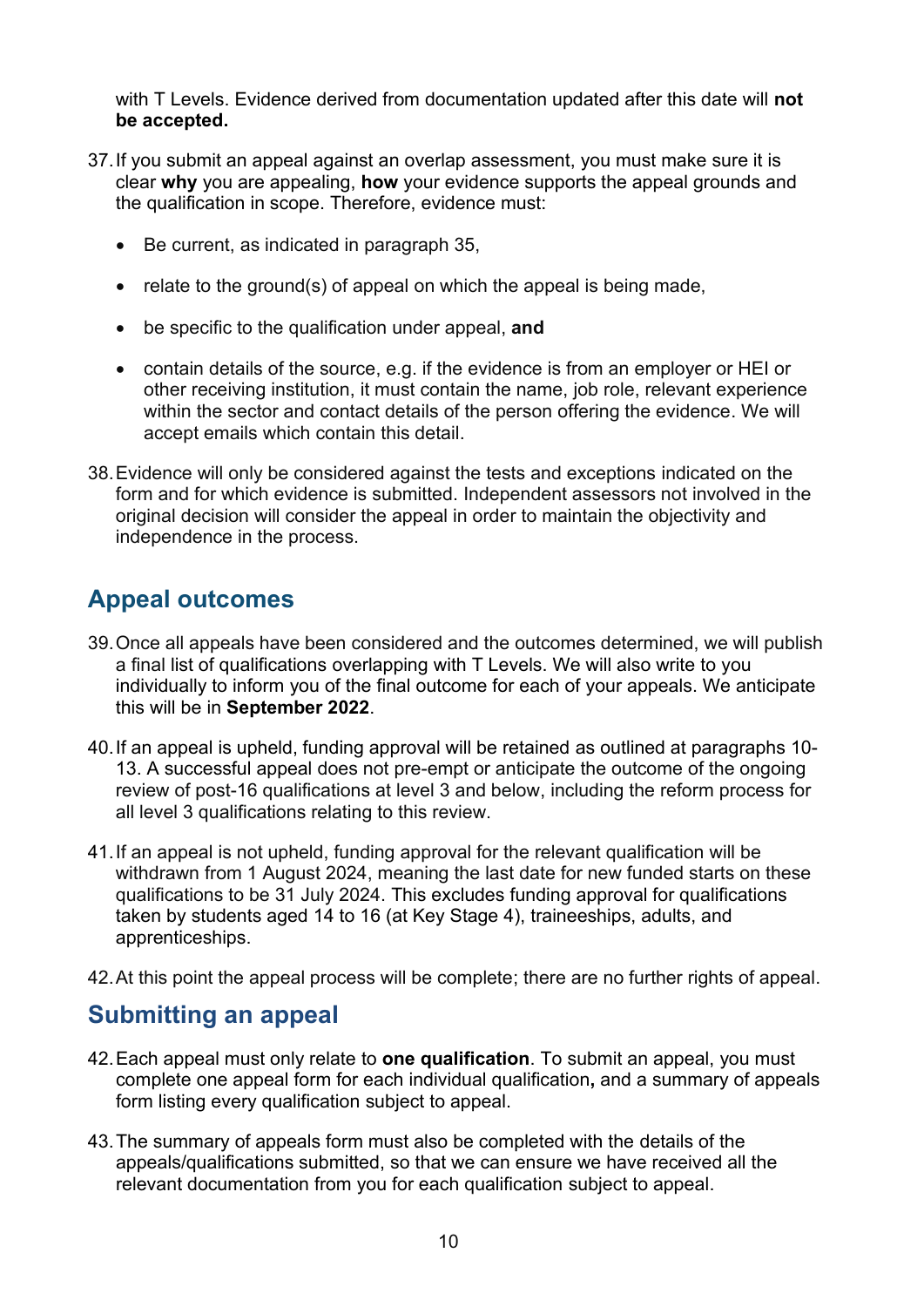with T Levels. Evidence derived from documentation updated after this date will **not be accepted.**

37. If you submit an appeal against an overlap assessment, you must make sure it is clear **why** you are appealing, **how** your evidence supports the appeal grounds and the qualification in scope. Therefore, evidence must:

    - Be current, as indicated in paragraph 35,
    - relate to the ground(s) of appeal on which the appeal is being made,
    - be specific to the qualification under appeal, **and**
    - contain details of the source, e.g. if the evidence is from an employer or HEI or other receiving institution, it must contain the name, job role, relevant experience within the sector and contact details of the person offering the evidence. We will accept emails which contain this detail.

38. Evidence will only be considered against the tests and exceptions indicated on the form and for which evidence is submitted. Independent assessors not involved in the original decision will consider the appeal in order to maintain the objectivity and independence in the process.

## Appeal outcomes

39. Once all appeals have been considered and the outcomes determined, we will publish a final list of qualifications overlapping with T Levels. We will also write to you individually to inform you of the final outcome for each of your appeals. We anticipate this will be in **September 2022**.

40. If an appeal is upheld, funding approval will be retained as outlined at paragraphs 10-13. A successful appeal does not pre-empt or anticipate the outcome of the ongoing review of post-16 qualifications at level 3 and below, including the reform process for all level 3 qualifications relating to this review.

41. If an appeal is not upheld, funding approval for the relevant qualification will be withdrawn from 1 August 2024, meaning the last date for new funded starts on these qualifications to be 31 July 2024. This excludes funding approval for qualifications taken by students aged 14 to 16 (at Key Stage 4), traineeships, adults, and apprenticeships.

42. At this point the appeal process will be complete; there are no further rights of appeal.

## Submitting an appeal

42. Each appeal must only relate to **one qualification**. To submit an appeal, you must complete one appeal form for each individual qualification**,** and a summary of appeals form listing every qualification subject to appeal.

43. The summary of appeals form must also be completed with the details of the appeals/qualifications submitted, so that we can ensure we have received all the relevant documentation from you for each qualification subject to appeal.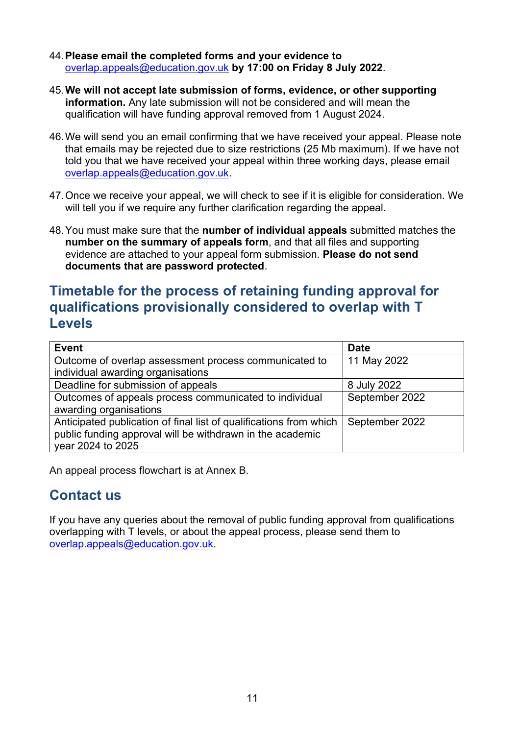44. **Please email the completed forms and your evidence to** [overlap.appeals@education.gov.uk](mailto:overlap.appeals@education.gov.uk) **by 17:00 on Friday 8 July 2022**.

45. **We will not accept late submission of forms, evidence, or other supporting information.** Any late submission will not be considered and will mean the qualification will have funding approval removed from 1 August 2024.

46. We will send you an email confirming that we have received your appeal. Please note that emails may be rejected due to size restrictions (25 Mb maximum). If we have not told you that we have received your appeal within three working days, please email [overlap.appeals@education.gov.uk](mailto:overlap.appeals@education.gov.uk).

47. Once we receive your appeal, we will check to see if it is eligible for consideration. We will tell you if we require any further clarification regarding the appeal.

48. You must make sure that the **number of individual appeals** submitted matches the **number on the summary of appeals form**, and that all files and supporting evidence are attached to your appeal form submission. **Please do not send documents that are password protected**.

## Timetable for the process of retaining funding approval for qualifications provisionally considered to overlap with T Levels

| Event | Date |
|---|---|
| Outcome of overlap assessment process communicated to individual awarding organisations | 11 May 2022 |
| Deadline for submission of appeals | 8 July 2022 |
| Outcomes of appeals process communicated to individual awarding organisations | September 2022 |
| Anticipated publication of final list of qualifications from which public funding approval will be withdrawn in the academic year 2024 to 2025 | September 2022 |

An appeal process flowchart is at Annex B.

## Contact us

If you have any queries about the removal of public funding approval from qualifications overlapping with T levels, or about the appeal process, please send them to [overlap.appeals@education.gov.uk](mailto:overlap.appeals@education.gov.uk).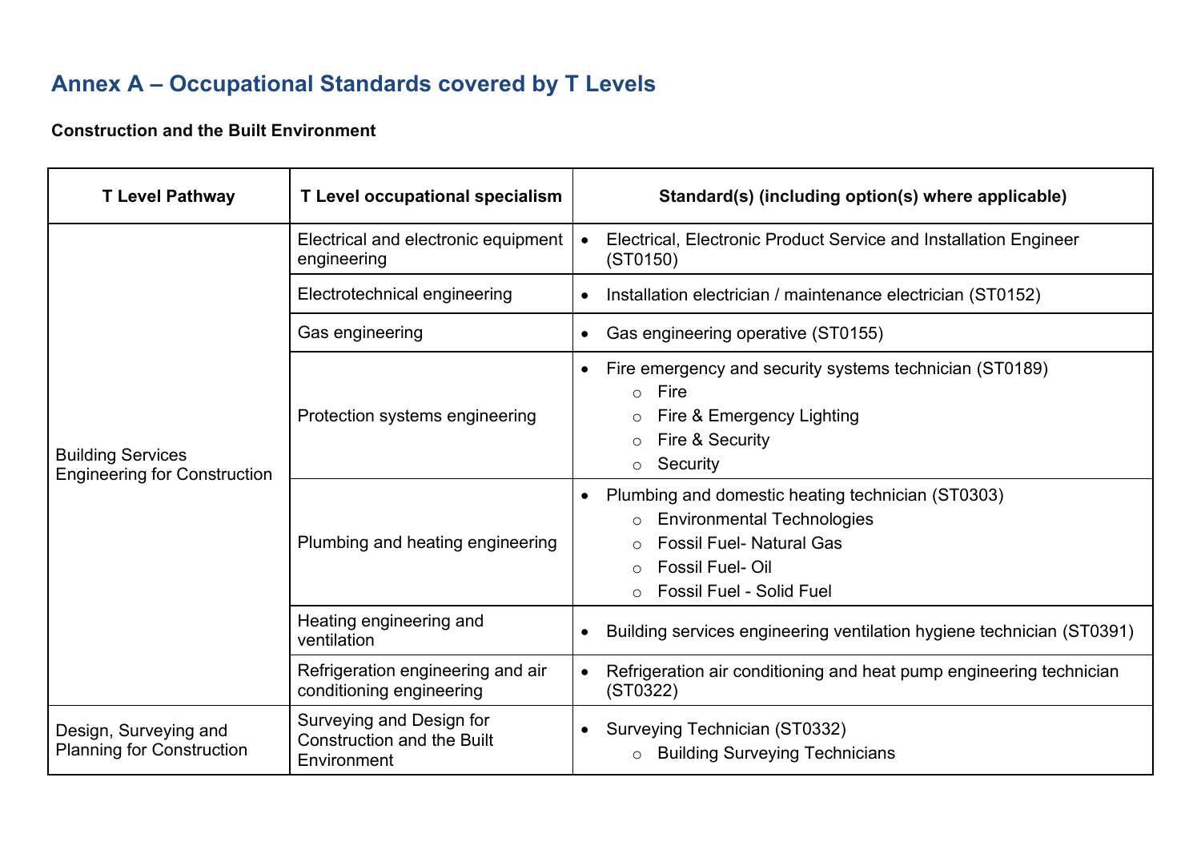## Annex A – Occupational Standards covered by T Levels

**Construction and the Built Environment**

| T Level Pathway | T Level occupational specialism | Standard(s) (including option(s) where applicable) |
|---|---|---|
| Building Services Engineering for Construction | Electrical and electronic equipment engineering | • Electrical, Electronic Product Service and Installation Engineer (ST0150) |
| | Electrotechnical engineering | • Installation electrician / maintenance electrician (ST0152) |
| | Gas engineering | • Gas engineering operative (ST0155) |
| | Protection systems engineering | • Fire emergency and security systems technician (ST0189)<br>  ○ Fire<br>  ○ Fire & Emergency Lighting<br>  ○ Fire & Security<br>  ○ Security |
| | Plumbing and heating engineering | • Plumbing and domestic heating technician (ST0303)<br>  ○ Environmental Technologies<br>  ○ Fossil Fuel- Natural Gas<br>  ○ Fossil Fuel- Oil<br>  ○ Fossil Fuel - Solid Fuel |
| | Heating engineering and ventilation | • Building services engineering ventilation hygiene technician (ST0391) |
| | Refrigeration engineering and air conditioning engineering | • Refrigeration air conditioning and heat pump engineering technician (ST0322) |
| Design, Surveying and Planning for Construction | Surveying and Design for Construction and the Built Environment | • Surveying Technician (ST0332)<br>  ○ Building Surveying Technicians |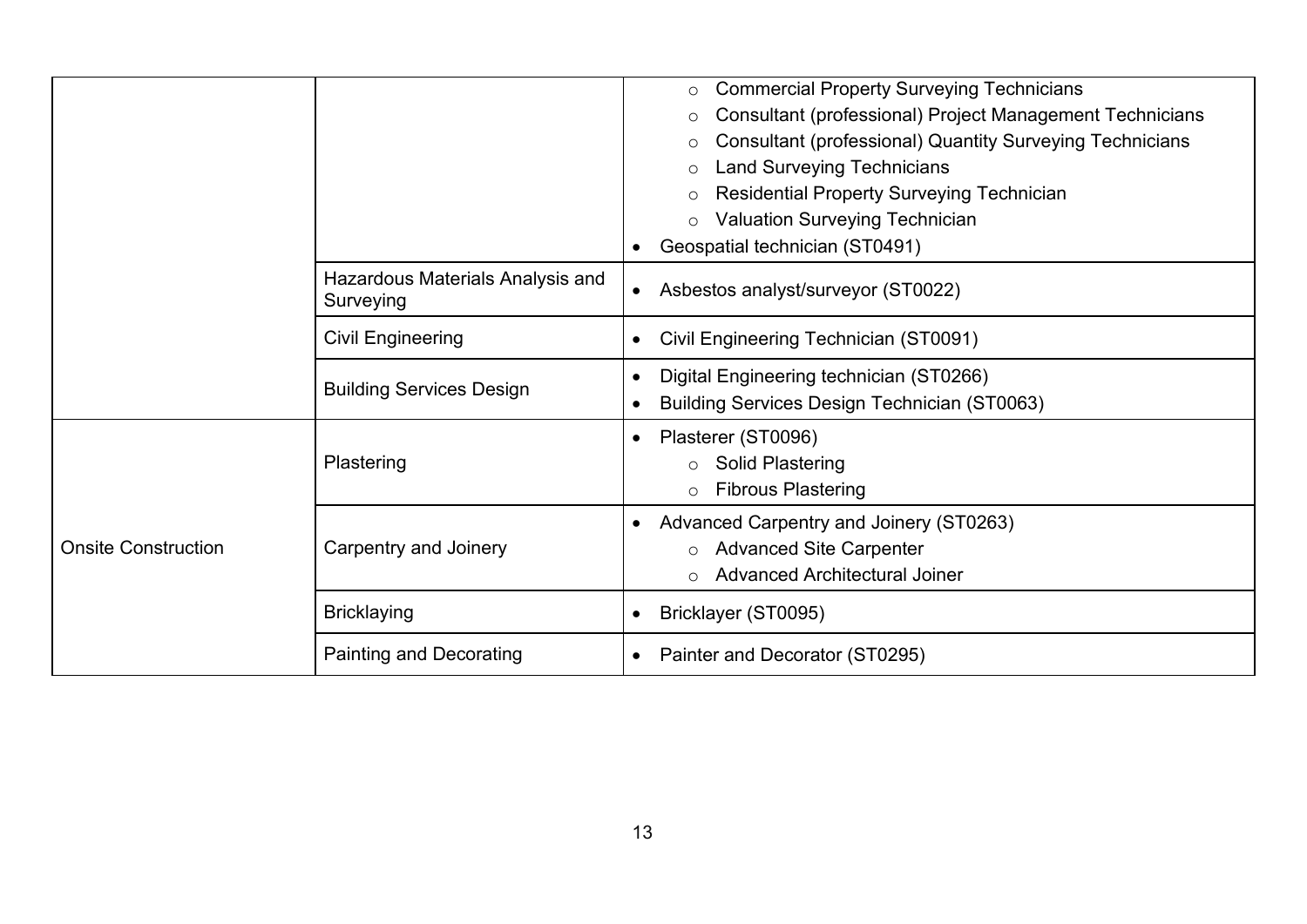| | | |
|---|---|---|
| | | ◦ Commercial Property Surveying Technicians<br>◦ Consultant (professional) Project Management Technicians<br>◦ Consultant (professional) Quantity Surveying Technicians<br>◦ Land Surveying Technicians<br>◦ Residential Property Surveying Technician<br>◦ Valuation Surveying Technician<br>• Geospatial technician (ST0491) |
| | Hazardous Materials Analysis and Surveying | • Asbestos analyst/surveyor (ST0022) |
| | Civil Engineering | • Civil Engineering Technician (ST0091) |
| | Building Services Design | • Digital Engineering technician (ST0266)<br>• Building Services Design Technician (ST0063) |
| Onsite Construction | Plastering | • Plasterer (ST0096)<br>◦ Solid Plastering<br>◦ Fibrous Plastering |
| | Carpentry and Joinery | • Advanced Carpentry and Joinery (ST0263)<br>◦ Advanced Site Carpenter<br>◦ Advanced Architectural Joiner |
| | Bricklaying | • Bricklayer (ST0095) |
| | Painting and Decorating | • Painter and Decorator (ST0295) |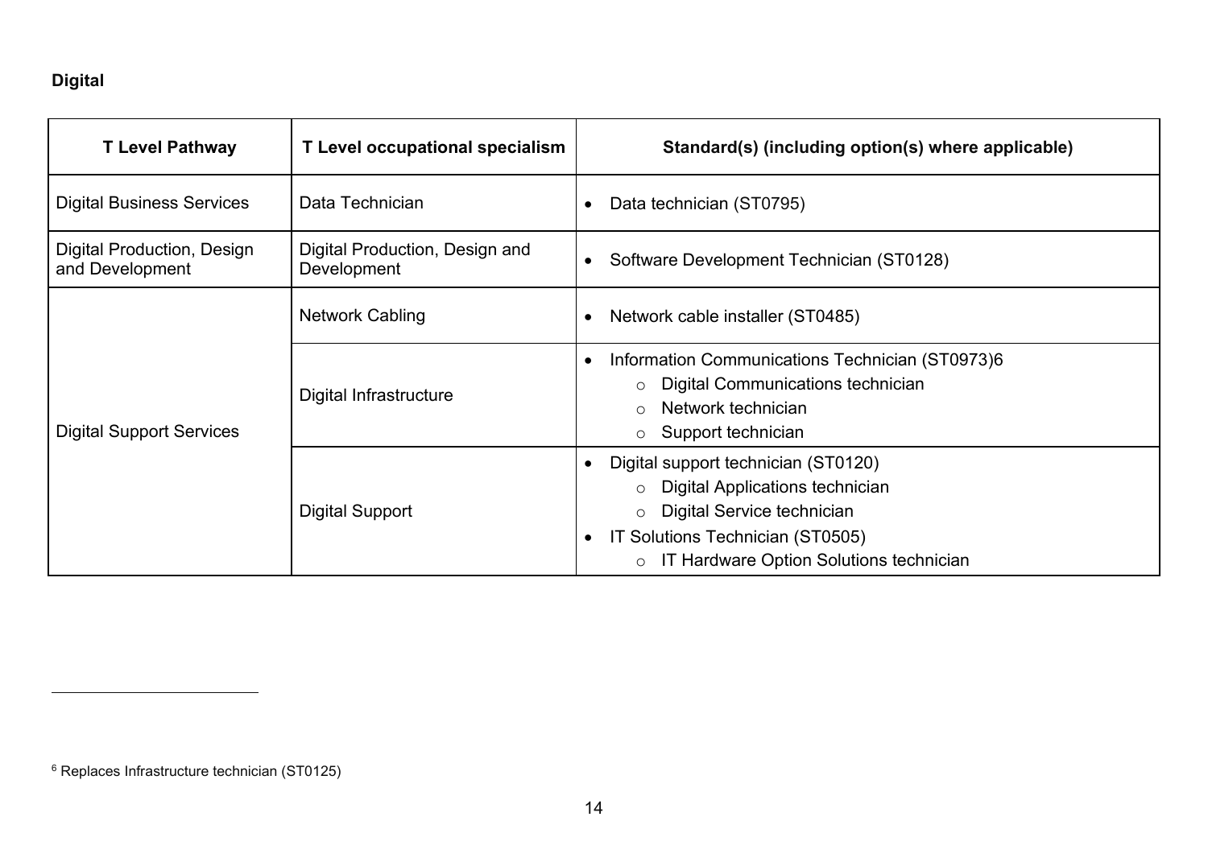**Digital**

| T Level Pathway | T Level occupational specialism | Standard(s) (including option(s) where applicable) |
|---|---|---|
| Digital Business Services | Data Technician | • Data technician (ST0795) |
| Digital Production, Design and Development | Digital Production, Design and Development | • Software Development Technician (ST0128) |
| Digital Support Services | Network Cabling | • Network cable installer (ST0485) |
| | Digital Infrastructure | • Information Communications Technician (ST0973)[6]<br>  ○ Digital Communications technician<br>  ○ Network technician<br>  ○ Support technician |
| | Digital Support | • Digital support technician (ST0120)<br>  ○ Digital Applications technician<br>  ○ Digital Service technician<br>• IT Solutions Technician (ST0505)<br>  ○ IT Hardware Option Solutions technician |

[6] Replaces Infrastructure technician (ST0125)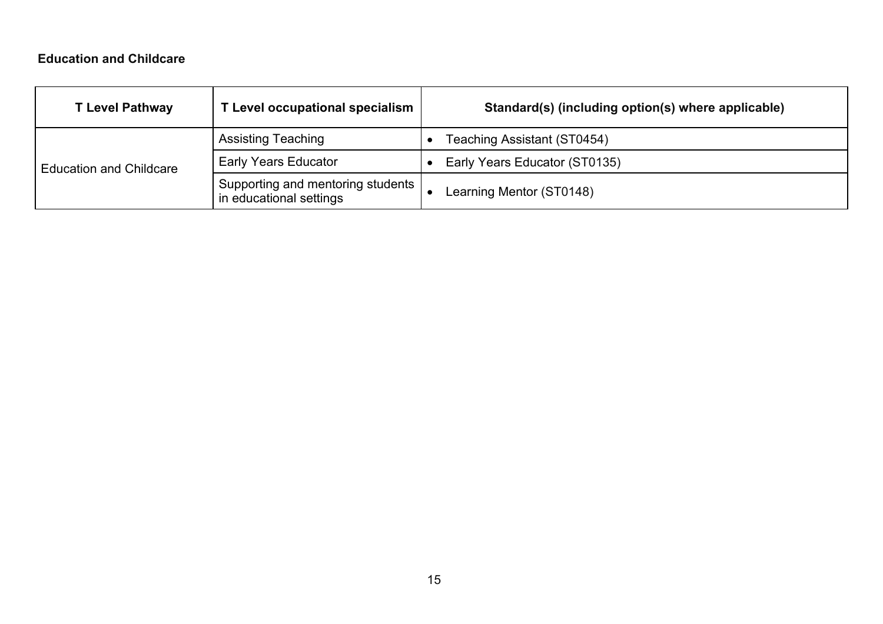**Education and Childcare**

| T Level Pathway | T Level occupational specialism | Standard(s) (including option(s) where applicable) |
|---|---|---|
| Education and Childcare | Assisting Teaching | • Teaching Assistant (ST0454) |
| | Early Years Educator | • Early Years Educator (ST0135) |
| | Supporting and mentoring students in educational settings | • Learning Mentor (ST0148) |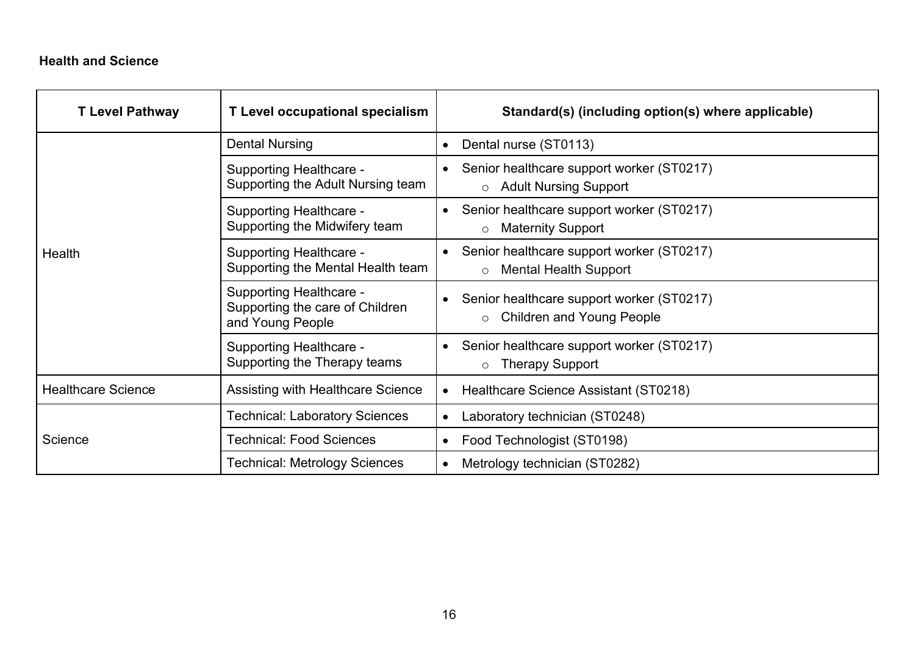**Health and Science**

| T Level Pathway | T Level occupational specialism | Standard(s) (including option(s) where applicable) |
| --- | --- | --- |
| Health | Dental Nursing | • Dental nurse (ST0113) |
| | Supporting Healthcare - Supporting the Adult Nursing team | • Senior healthcare support worker (ST0217)<br>  ○ Adult Nursing Support |
| | Supporting Healthcare - Supporting the Midwifery team | • Senior healthcare support worker (ST0217)<br>  ○ Maternity Support |
| | Supporting Healthcare - Supporting the Mental Health team | • Senior healthcare support worker (ST0217)<br>  ○ Mental Health Support |
| | Supporting Healthcare - Supporting the care of Children and Young People | • Senior healthcare support worker (ST0217)<br>  ○ Children and Young People |
| | Supporting Healthcare - Supporting the Therapy teams | • Senior healthcare support worker (ST0217)<br>  ○ Therapy Support |
| Healthcare Science | Assisting with Healthcare Science | • Healthcare Science Assistant (ST0218) |
| Science | Technical: Laboratory Sciences | • Laboratory technician (ST0248) |
| | Technical: Food Sciences | • Food Technologist (ST0198) |
| | Technical: Metrology Sciences | • Metrology technician (ST0282) |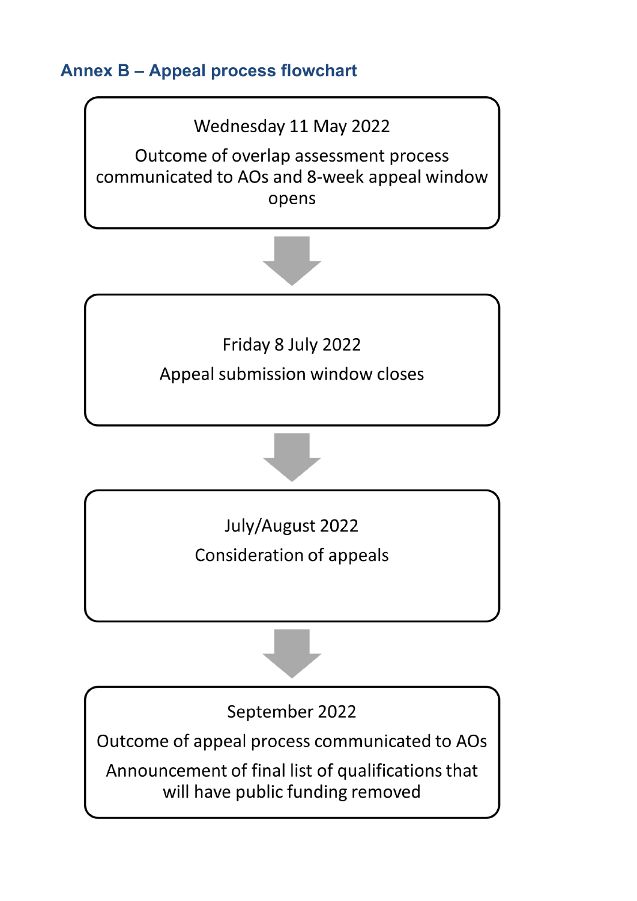## Annex B – Appeal process flowchart

**Wednesday 11 May 2022**

Outcome of overlap assessment process communicated to AOs and 8-week appeal window opens

↓

**Friday 8 July 2022**

Appeal submission window closes

↓

**July/August 2022**

Consideration of appeals

↓

**September 2022**

Outcome of appeal process communicated to AOs

Announcement of final list of qualifications that will have public funding removed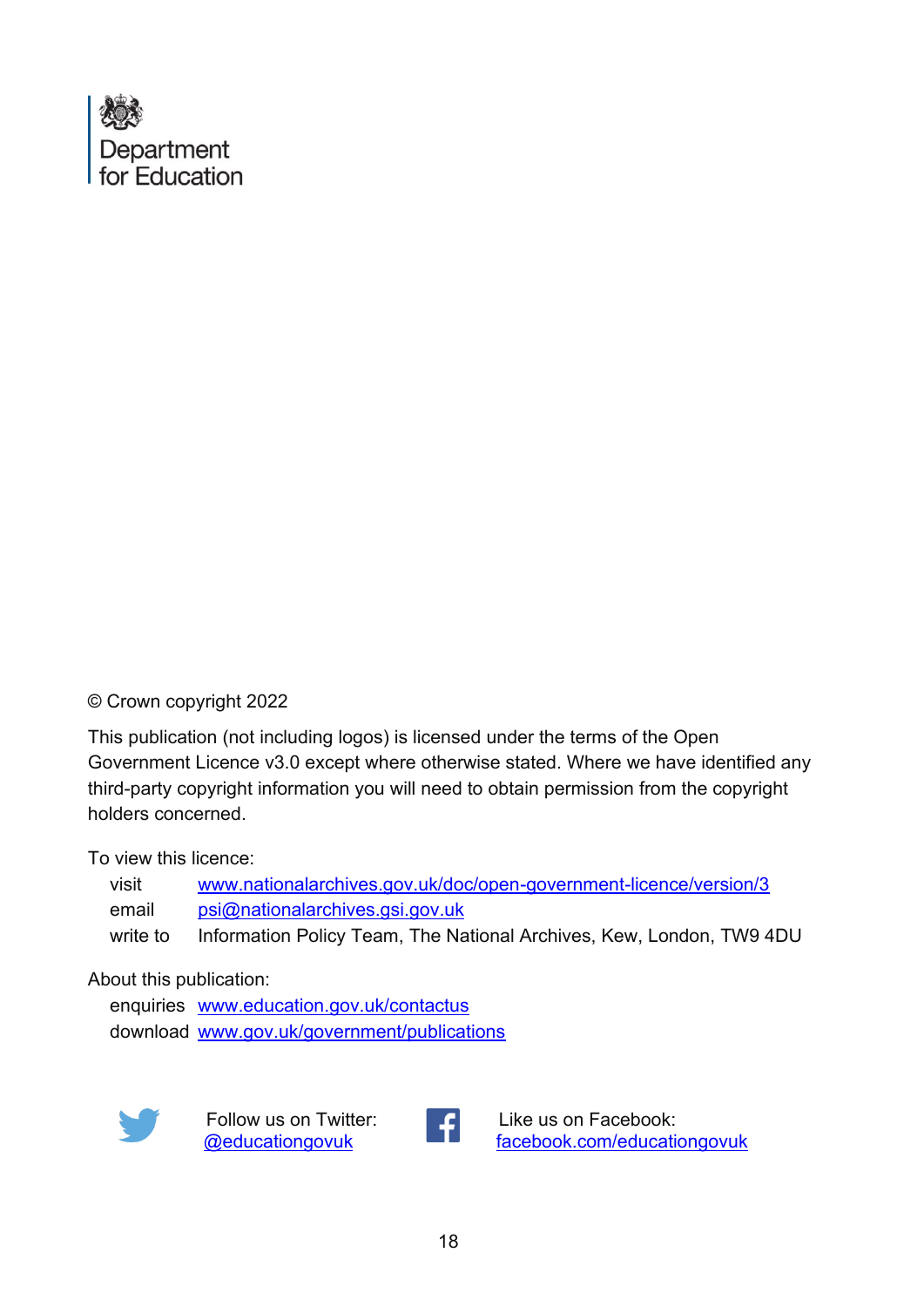Department for Education

© Crown copyright 2022

This publication (not including logos) is licensed under the terms of the Open Government Licence v3.0 except where otherwise stated. Where we have identified any third-party copyright information you will need to obtain permission from the copyright holders concerned.

To view this licence:

visit [www.nationalarchives.gov.uk/doc/open-government-licence/version/3](http://www.nationalarchives.gov.uk/doc/open-government-licence/version/3)
email [psi@nationalarchives.gsi.gov.uk](mailto:psi@nationalarchives.gsi.gov.uk)
write to Information Policy Team, The National Archives, Kew, London, TW9 4DU

About this publication:

enquiries [www.education.gov.uk/contactus](http://www.education.gov.uk/contactus)
download [www.gov.uk/government/publications](http://www.gov.uk/government/publications)

Follow us on Twitter: [@educationgovuk](http://twitter.com/educationgovuk)

Like us on Facebook: [facebook.com/educationgovuk](http://www.facebook.com/educationgovuk)